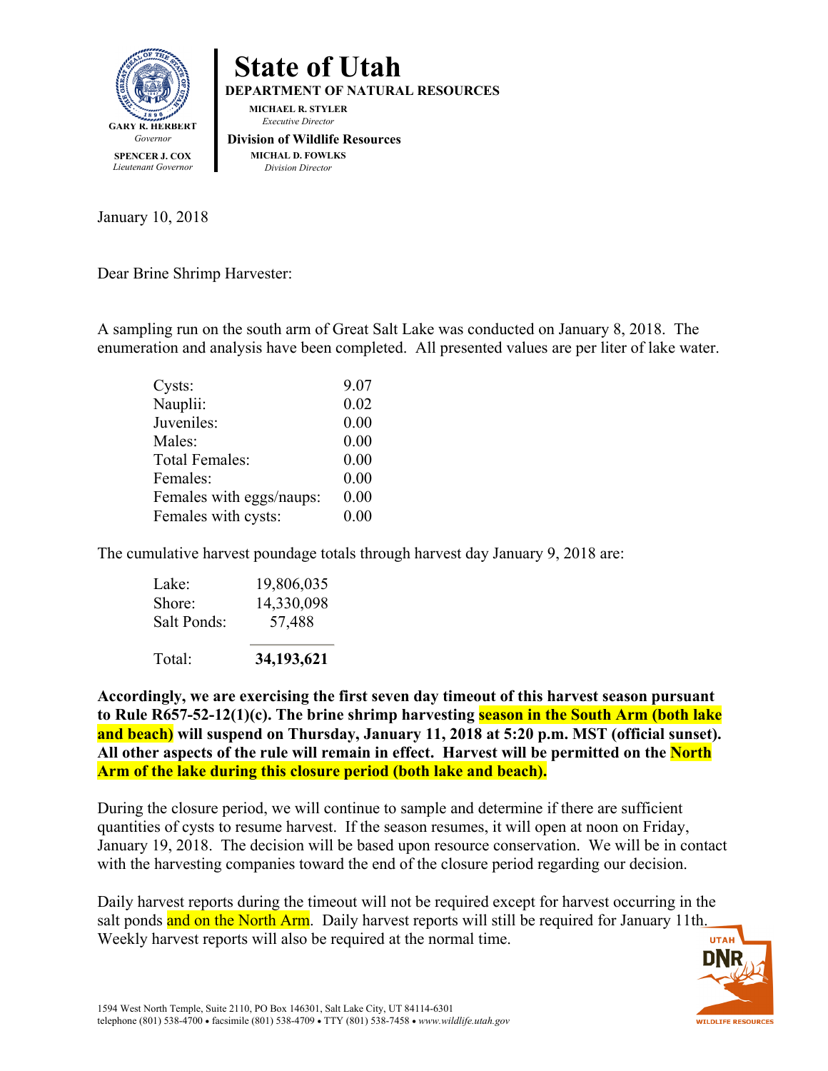# State of Utah

**DEPARTMENT OF NATURAL RESOURCES**

**MICHAEL R. STYLER**
*Executive Director*

**Division of Wildlife Resources**

**MICHAL D. FOWLKS**
*Division Director*

**GARY R. HERBERT**
*Governor*

**SPENCER J. COX**
*Lieutenant Governor*

January 10, 2018

Dear Brine Shrimp Harvester:

A sampling run on the south arm of Great Salt Lake was conducted on January 8, 2018. The enumeration and analysis have been completed. All presented values are per liter of lake water.

| | |
|---|---|
| Cysts: | 9.07 |
| Nauplii: | 0.02 |
| Juveniles: | 0.00 |
| Males: | 0.00 |
| Total Females: | 0.00 |
| Females: | 0.00 |
| Females with eggs/naups: | 0.00 |
| Females with cysts: | 0.00 |

The cumulative harvest poundage totals through harvest day January 9, 2018 are:

| | |
|---|---|
| Lake: | 19,806,035 |
| Shore: | 14,330,098 |
| Salt Ponds: | 57,488 |
| Total: | **34,193,621** |

**Accordingly, we are exercising the first seven day timeout of this harvest season pursuant to Rule R657-52-12(1)(c). The brine shrimp harvesting season in the South Arm (both lake and beach) will suspend on Thursday, January 11, 2018 at 5:20 p.m. MST (official sunset). All other aspects of the rule will remain in effect. Harvest will be permitted on the North Arm of the lake during this closure period (both lake and beach).**

During the closure period, we will continue to sample and determine if there are sufficient quantities of cysts to resume harvest. If the season resumes, it will open at noon on Friday, January 19, 2018. The decision will be based upon resource conservation. We will be in contact with the harvesting companies toward the end of the closure period regarding our decision.

Daily harvest reports during the timeout will not be required except for harvest occurring in the salt ponds and on the North Arm. Daily harvest reports will still be required for January 11th. Weekly harvest reports will also be required at the normal time.

1594 West North Temple, Suite 2110, PO Box 146301, Salt Lake City, UT 84114-6301
telephone (801) 538-4700 • facsimile (801) 538-4709 • TTY (801) 538-7458 • *www.wildlife.utah.gov*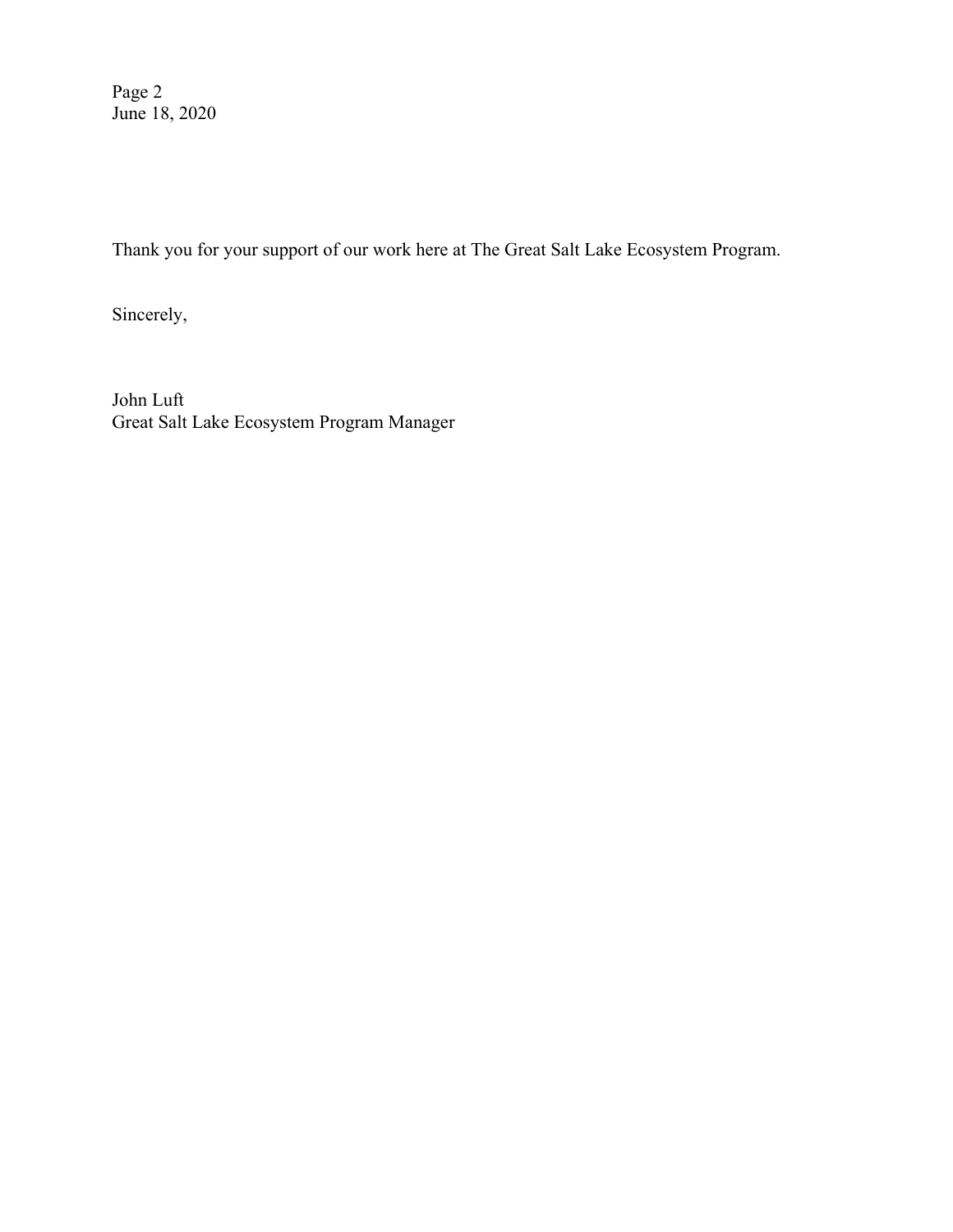Thank you for your support of our work here at The Great Salt Lake Ecosystem Program.

Sincerely,

John Luft
Great Salt Lake Ecosystem Program Manager